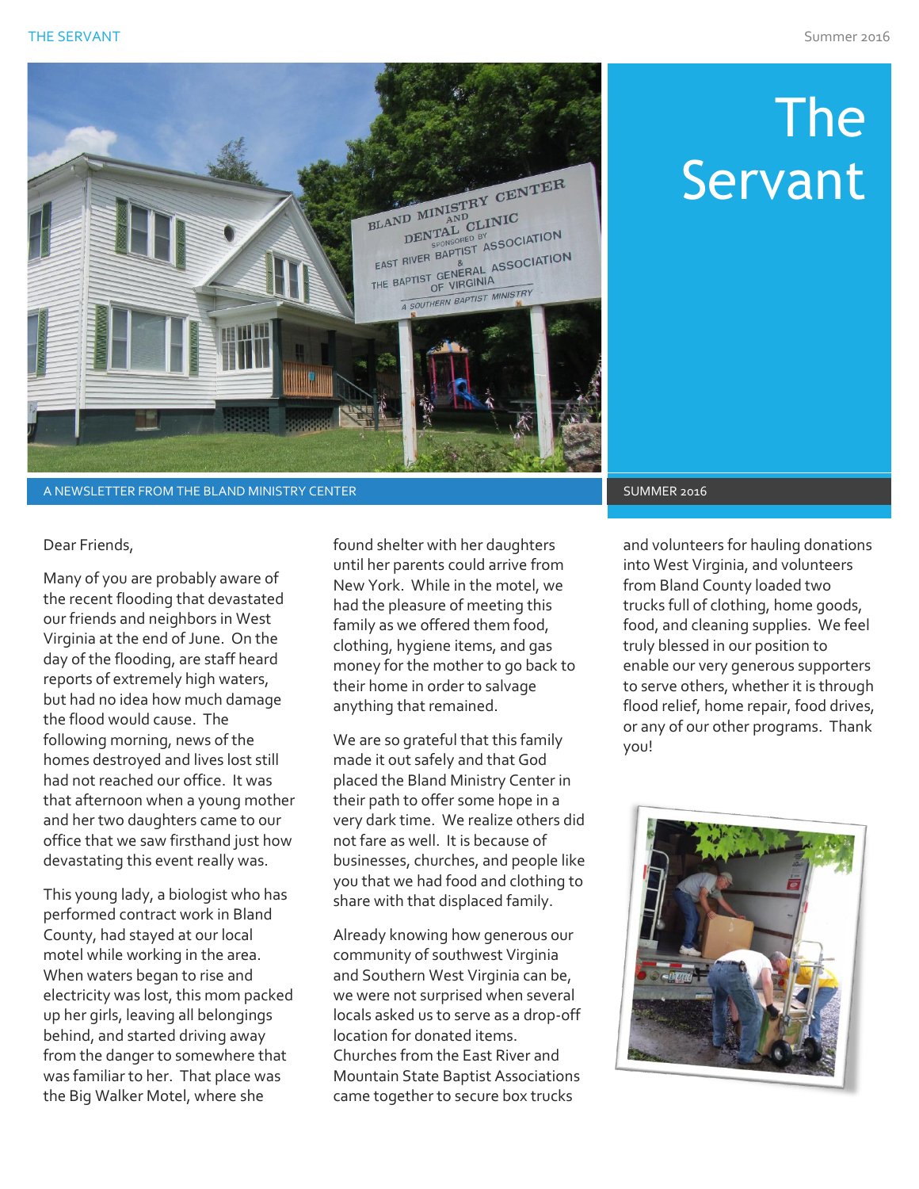# The Servant

A NEWSLETTER FROM THE BLAND MINISTRY CENTER

SUMMER 2016

Dear Friends,

Many of you are probably aware of the recent flooding that devastated our friends and neighbors in West Virginia at the end of June. On the day of the flooding, are staff heard reports of extremely high waters, but had no idea how much damage the flood would cause. The following morning, news of the homes destroyed and lives lost still had not reached our office. It was that afternoon when a young mother and her two daughters came to our office that we saw firsthand just how devastating this event really was.

This young lady, a biologist who has performed contract work in Bland County, had stayed at our local motel while working in the area. When waters began to rise and electricity was lost, this mom packed up her girls, leaving all belongings behind, and started driving away from the danger to somewhere that was familiar to her. That place was the Big Walker Motel, where she found shelter with her daughters until her parents could arrive from New York. While in the motel, we had the pleasure of meeting this family as we offered them food, clothing, hygiene items, and gas money for the mother to go back to their home in order to salvage anything that remained.

We are so grateful that this family made it out safely and that God placed the Bland Ministry Center in their path to offer some hope in a very dark time. We realize others did not fare as well. It is because of businesses, churches, and people like you that we had food and clothing to share with that displaced family.

Already knowing how generous our community of southwest Virginia and Southern West Virginia can be, we were not surprised when several locals asked us to serve as a drop-off location for donated items. Churches from the East River and Mountain State Baptist Associations came together to secure box trucks and volunteers for hauling donations into West Virginia, and volunteers from Bland County loaded two trucks full of clothing, home goods, food, and cleaning supplies. We feel truly blessed in our position to enable our very generous supporters to serve others, whether it is through flood relief, home repair, food drives, or any of our other programs. Thank you!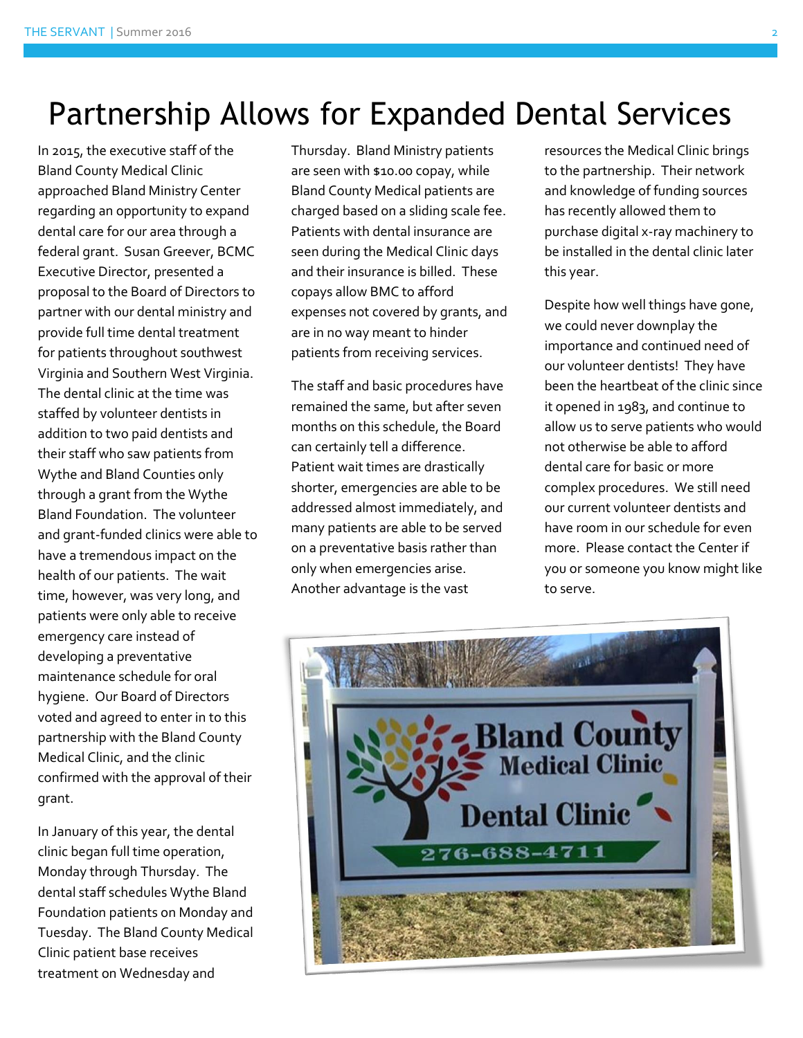# Partnership Allows for Expanded Dental Services

In 2015, the executive staff of the Bland County Medical Clinic approached Bland Ministry Center regarding an opportunity to expand dental care for our area through a federal grant. Susan Greever, BCMC Executive Director, presented a proposal to the Board of Directors to partner with our dental ministry and provide full time dental treatment for patients throughout southwest Virginia and Southern West Virginia. The dental clinic at the time was staffed by volunteer dentists in addition to two paid dentists and their staff who saw patients from Wythe and Bland Counties only through a grant from the Wythe Bland Foundation. The volunteer and grant-funded clinics were able to have a tremendous impact on the health of our patients. The wait time, however, was very long, and patients were only able to receive emergency care instead of developing a preventative maintenance schedule for oral hygiene. Our Board of Directors voted and agreed to enter in to this partnership with the Bland County Medical Clinic, and the clinic confirmed with the approval of their grant.

In January of this year, the dental clinic began full time operation, Monday through Thursday. The dental staff schedules Wythe Bland Foundation patients on Monday and Tuesday. The Bland County Medical Clinic patient base receives treatment on Wednesday and Thursday. Bland Ministry patients are seen with $10.00 copay, while Bland County Medical patients are charged based on a sliding scale fee. Patients with dental insurance are seen during the Medical Clinic days and their insurance is billed. These copays allow BMC to afford expenses not covered by grants, and are in no way meant to hinder patients from receiving services.

The staff and basic procedures have remained the same, but after seven months on this schedule, the Board can certainly tell a difference. Patient wait times are drastically shorter, emergencies are able to be addressed almost immediately, and many patients are able to be served on a preventative basis rather than only when emergencies arise. Another advantage is the vast resources the Medical Clinic brings to the partnership. Their network and knowledge of funding sources has recently allowed them to purchase digital x-ray machinery to be installed in the dental clinic later this year.

Despite how well things have gone, we could never downplay the importance and continued need of our volunteer dentists! They have been the heartbeat of the clinic since it opened in 1983, and continue to allow us to serve patients who would not otherwise be able to afford dental care for basic or more complex procedures. We still need our current volunteer dentists and have room in our schedule for even more. Please contact the Center if you or someone you know might like to serve.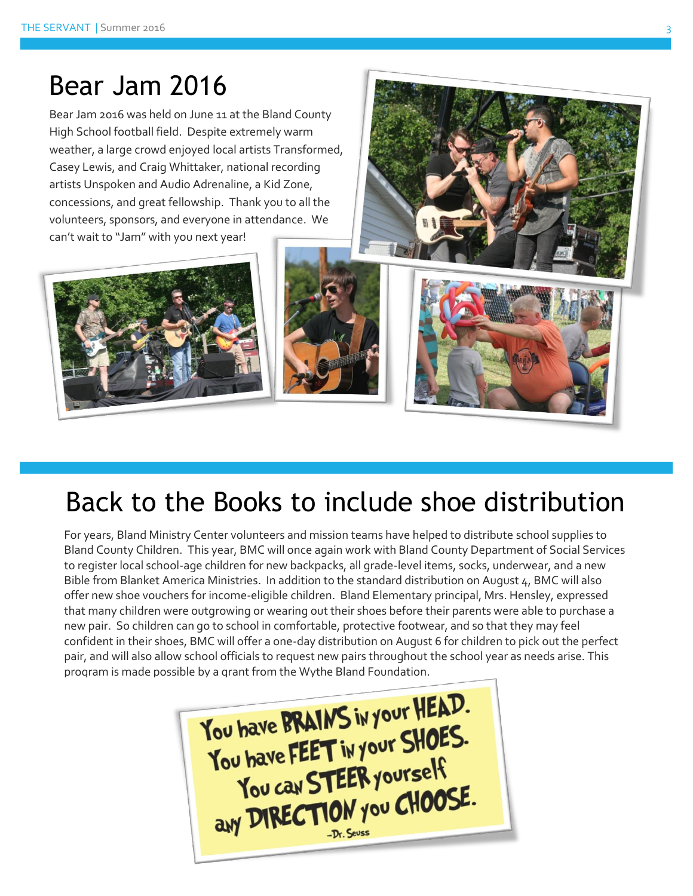# Bear Jam 2016

Bear Jam 2016 was held on June 11 at the Bland County High School football field. Despite extremely warm weather, a large crowd enjoyed local artists Transformed, Casey Lewis, and Craig Whittaker, national recording artists Unspoken and Audio Adrenaline, a Kid Zone, concessions, and great fellowship. Thank you to all the volunteers, sponsors, and everyone in attendance. We can't wait to "Jam" with you next year!

# Back to the Books to include shoe distribution

For years, Bland Ministry Center volunteers and mission teams have helped to distribute school supplies to Bland County Children. This year, BMC will once again work with Bland County Department of Social Services to register local school-age children for new backpacks, all grade-level items, socks, underwear, and a new Bible from Blanket America Ministries. In addition to the standard distribution on August 4, BMC will also offer new shoe vouchers for income-eligible children. Bland Elementary principal, Mrs. Hensley, expressed that many children were outgrowing or wearing out their shoes before their parents were able to purchase a new pair. So children can go to school in comfortable, protective footwear, and so that they may feel confident in their shoes, BMC will offer a one-day distribution on August 6 for children to pick out the perfect pair, and will also allow school officials to request new pairs throughout the school year as needs arise. This program is made possible by a grant from the Wythe Bland Foundation.

You have BRAINS in your HEAD.
You have FEET in your SHOES.
You can STEER yourself
any DIRECTION you CHOOSE.
–Dr. Seuss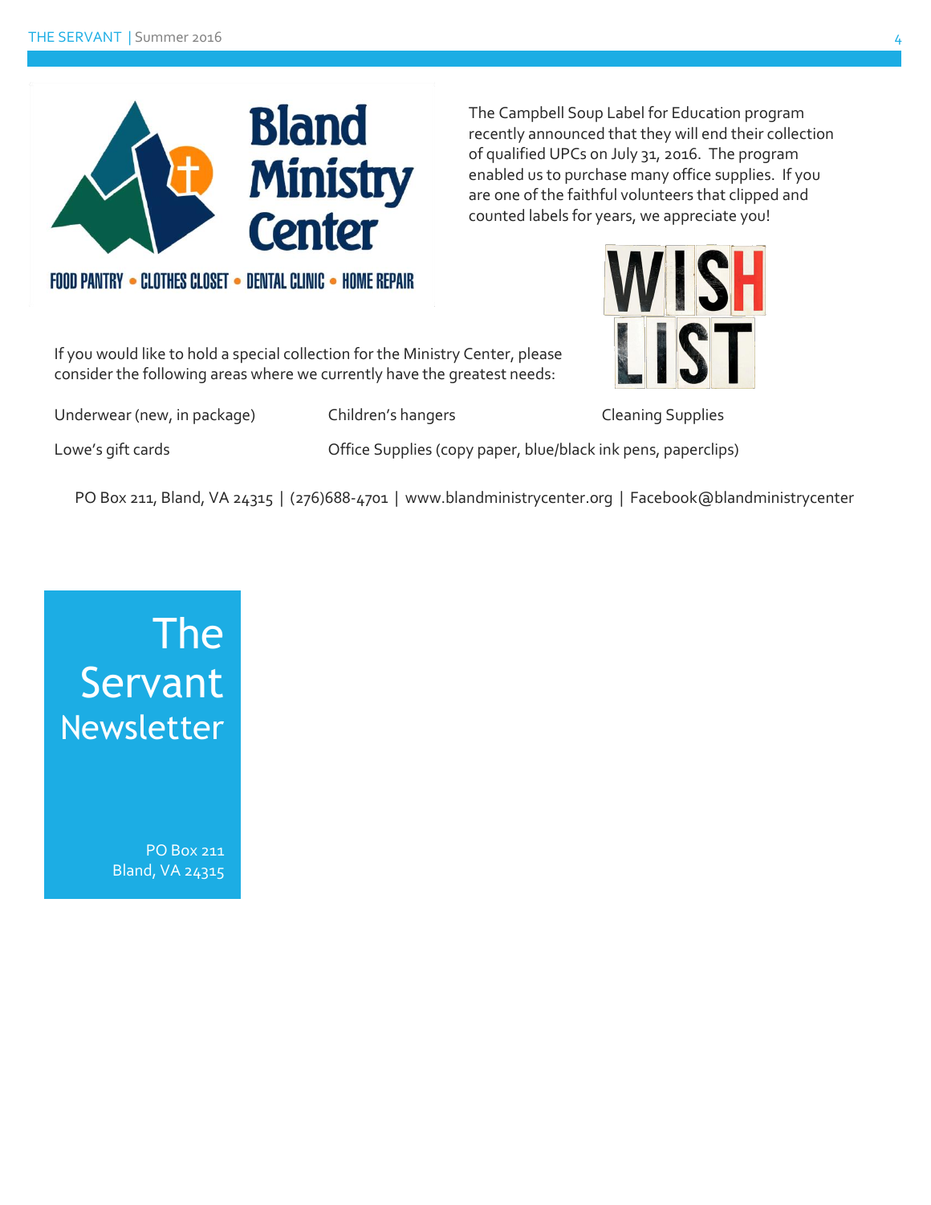# Bland Ministry Center

FOOD PANTRY • CLOTHES CLOSET • DENTAL CLINIC • HOME REPAIR

The Campbell Soup Label for Education program recently announced that they will end their collection of qualified UPCs on July 31, 2016. The program enabled us to purchase many office supplies. If you are one of the faithful volunteers that clipped and counted labels for years, we appreciate you!

## WISH LIST

If you would like to hold a special collection for the Ministry Center, please consider the following areas where we currently have the greatest needs:

- Underwear (new, in package)
- Children's hangers
- Cleaning Supplies
- Lowe's gift cards
- Office Supplies (copy paper, blue/black ink pens, paperclips)

PO Box 211, Bland, VA 24315 | (276)688-4701 | www.blandministrycenter.org | Facebook@blandministrycenter

# The Servant Newsletter

PO Box 211
Bland, VA 24315